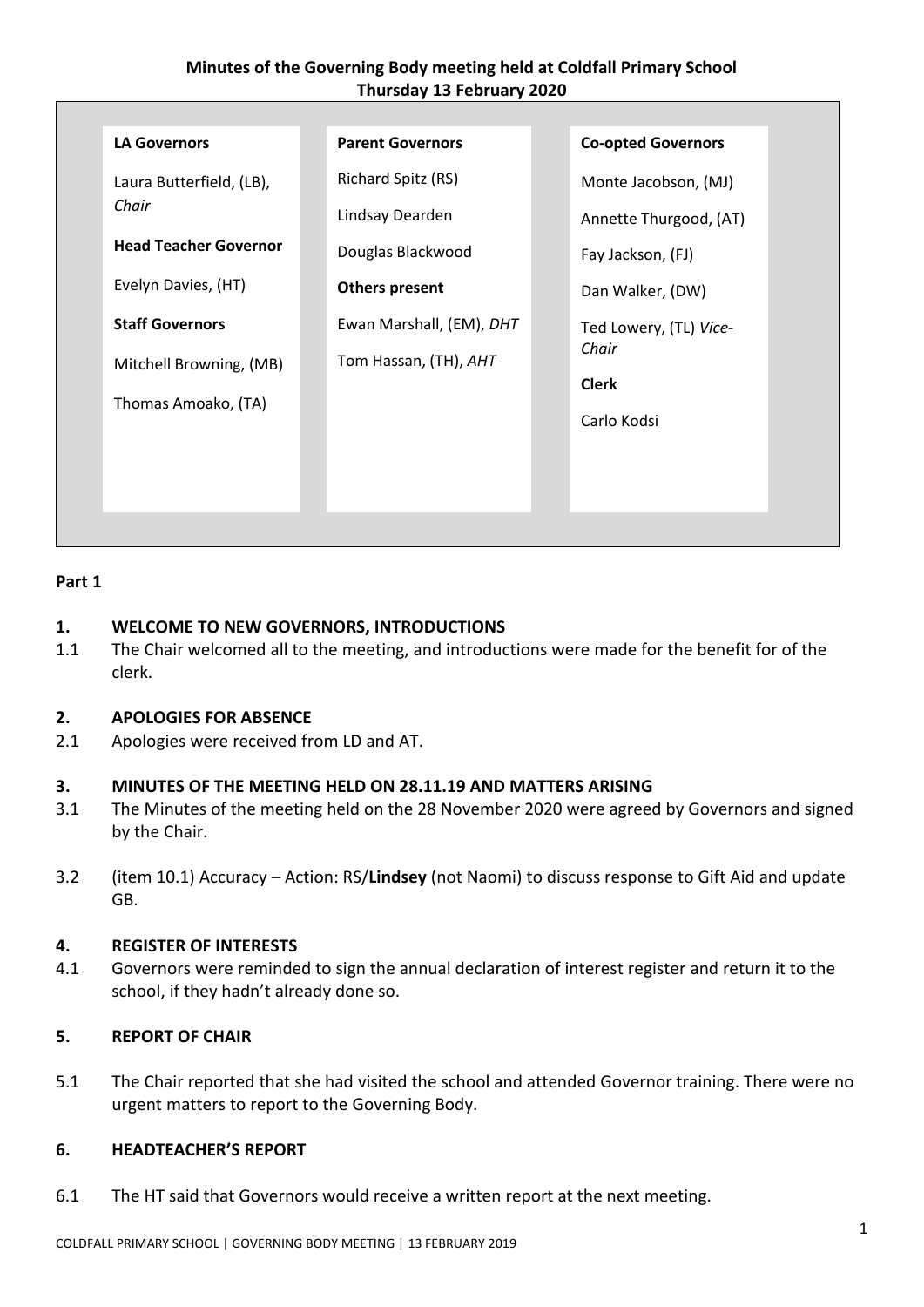**Minutes of the Governing Body meeting held at Coldfall Primary School**
**Thursday 13 February 2020**

**LA Governors**

Laura Butterfield, (LB), *Chair*

**Head Teacher Governor**

Evelyn Davies, (HT)

**Staff Governors**

Mitchell Browning, (MB)

Thomas Amoako, (TA)

**Parent Governors**

Richard Spitz (RS)

Lindsay Dearden

Douglas Blackwood

**Others present**

Ewan Marshall, (EM), *DHT*

Tom Hassan, (TH), *AHT*

**Co-opted Governors**

Monte Jacobson, (MJ)

Annette Thurgood, (AT)

Fay Jackson, (FJ)

Dan Walker, (DW)

Ted Lowery, (TL) *Vice-Chair*

**Clerk**

Carlo Kodsi

**Part 1**

**1. WELCOME TO NEW GOVERNORS, INTRODUCTIONS**

1.1 The Chair welcomed all to the meeting, and introductions were made for the benefit for of the clerk.

**2. APOLOGIES FOR ABSENCE**

2.1 Apologies were received from LD and AT.

**3. MINUTES OF THE MEETING HELD ON 28.11.19 AND MATTERS ARISING**

3.1 The Minutes of the meeting held on the 28 November 2020 were agreed by Governors and signed by the Chair.

3.2 (item 10.1) Accuracy – Action: RS/**Lindsey** (not Naomi) to discuss response to Gift Aid and update GB.

**4. REGISTER OF INTERESTS**

4.1 Governors were reminded to sign the annual declaration of interest register and return it to the school, if they hadn't already done so.

**5. REPORT OF CHAIR**

5.1 The Chair reported that she had visited the school and attended Governor training. There were no urgent matters to report to the Governing Body.

**6. HEADTEACHER'S REPORT**

6.1 The HT said that Governors would receive a written report at the next meeting.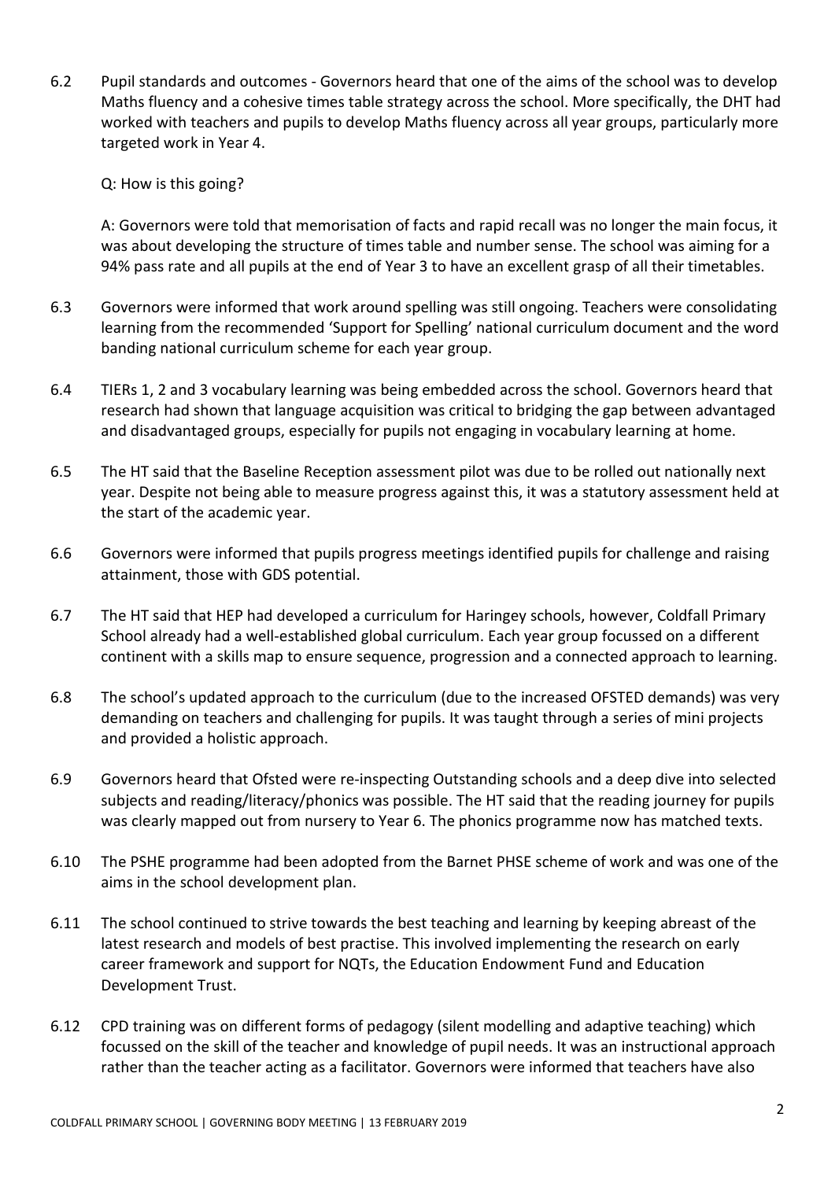6.2 Pupil standards and outcomes - Governors heard that one of the aims of the school was to develop Maths fluency and a cohesive times table strategy across the school. More specifically, the DHT had worked with teachers and pupils to develop Maths fluency across all year groups, particularly more targeted work in Year 4.

Q: How is this going?

A: Governors were told that memorisation of facts and rapid recall was no longer the main focus, it was about developing the structure of times table and number sense. The school was aiming for a 94% pass rate and all pupils at the end of Year 3 to have an excellent grasp of all their timetables.

6.3 Governors were informed that work around spelling was still ongoing. Teachers were consolidating learning from the recommended 'Support for Spelling' national curriculum document and the word banding national curriculum scheme for each year group.

6.4 TIERs 1, 2 and 3 vocabulary learning was being embedded across the school. Governors heard that research had shown that language acquisition was critical to bridging the gap between advantaged and disadvantaged groups, especially for pupils not engaging in vocabulary learning at home.

6.5 The HT said that the Baseline Reception assessment pilot was due to be rolled out nationally next year. Despite not being able to measure progress against this, it was a statutory assessment held at the start of the academic year.

6.6 Governors were informed that pupils progress meetings identified pupils for challenge and raising attainment, those with GDS potential.

6.7 The HT said that HEP had developed a curriculum for Haringey schools, however, Coldfall Primary School already had a well-established global curriculum. Each year group focussed on a different continent with a skills map to ensure sequence, progression and a connected approach to learning.

6.8 The school's updated approach to the curriculum (due to the increased OFSTED demands) was very demanding on teachers and challenging for pupils. It was taught through a series of mini projects and provided a holistic approach.

6.9 Governors heard that Ofsted were re-inspecting Outstanding schools and a deep dive into selected subjects and reading/literacy/phonics was possible. The HT said that the reading journey for pupils was clearly mapped out from nursery to Year 6. The phonics programme now has matched texts.

6.10 The PSHE programme had been adopted from the Barnet PHSE scheme of work and was one of the aims in the school development plan.

6.11 The school continued to strive towards the best teaching and learning by keeping abreast of the latest research and models of best practise. This involved implementing the research on early career framework and support for NQTs, the Education Endowment Fund and Education Development Trust.

6.12 CPD training was on different forms of pedagogy (silent modelling and adaptive teaching) which focussed on the skill of the teacher and knowledge of pupil needs. It was an instructional approach rather than the teacher acting as a facilitator. Governors were informed that teachers have also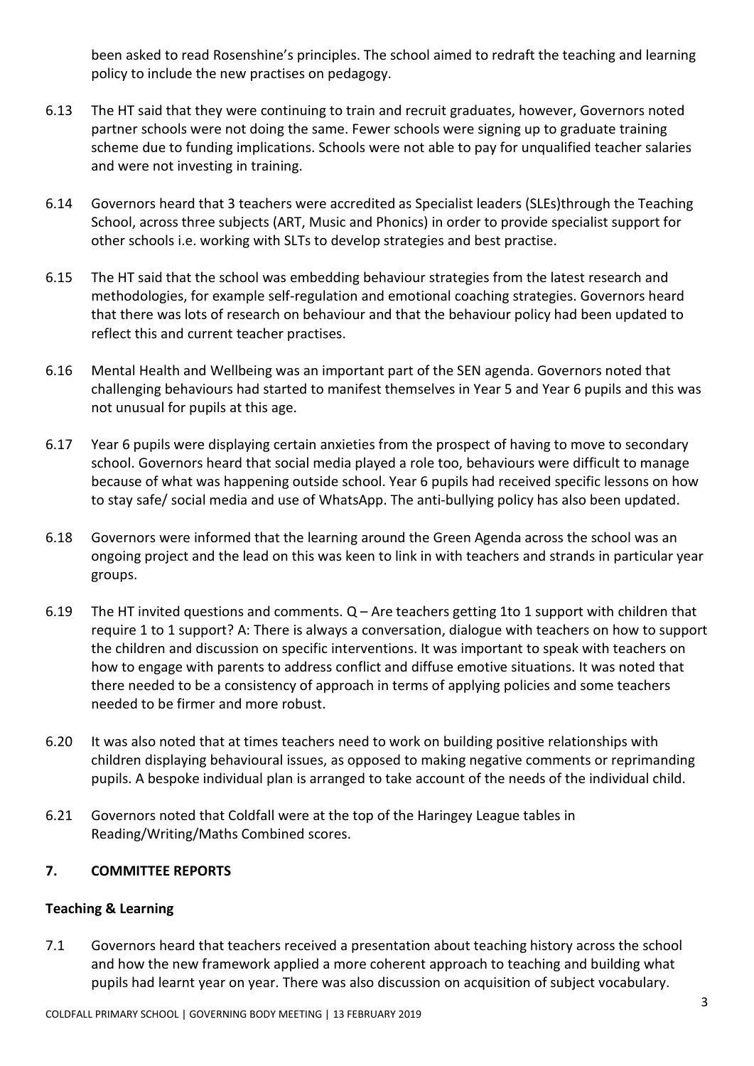been asked to read Rosenshine's principles. The school aimed to redraft the teaching and learning policy to include the new practises on pedagogy.

6.13 The HT said that they were continuing to train and recruit graduates, however, Governors noted partner schools were not doing the same. Fewer schools were signing up to graduate training scheme due to funding implications. Schools were not able to pay for unqualified teacher salaries and were not investing in training.

6.14 Governors heard that 3 teachers were accredited as Specialist leaders (SLEs)through the Teaching School, across three subjects (ART, Music and Phonics) in order to provide specialist support for other schools i.e. working with SLTs to develop strategies and best practise.

6.15 The HT said that the school was embedding behaviour strategies from the latest research and methodologies, for example self-regulation and emotional coaching strategies. Governors heard that there was lots of research on behaviour and that the behaviour policy had been updated to reflect this and current teacher practises.

6.16 Mental Health and Wellbeing was an important part of the SEN agenda. Governors noted that challenging behaviours had started to manifest themselves in Year 5 and Year 6 pupils and this was not unusual for pupils at this age.

6.17 Year 6 pupils were displaying certain anxieties from the prospect of having to move to secondary school. Governors heard that social media played a role too, behaviours were difficult to manage because of what was happening outside school. Year 6 pupils had received specific lessons on how to stay safe/ social media and use of WhatsApp. The anti-bullying policy has also been updated.

6.18 Governors were informed that the learning around the Green Agenda across the school was an ongoing project and the lead on this was keen to link in with teachers and strands in particular year groups.

6.19 The HT invited questions and comments. Q – Are teachers getting 1to 1 support with children that require 1 to 1 support? A: There is always a conversation, dialogue with teachers on how to support the children and discussion on specific interventions. It was important to speak with teachers on how to engage with parents to address conflict and diffuse emotive situations. It was noted that there needed to be a consistency of approach in terms of applying policies and some teachers needed to be firmer and more robust.

6.20 It was also noted that at times teachers need to work on building positive relationships with children displaying behavioural issues, as opposed to making negative comments or reprimanding pupils. A bespoke individual plan is arranged to take account of the needs of the individual child.

6.21 Governors noted that Coldfall were at the top of the Haringey League tables in Reading/Writing/Maths Combined scores.

## 7. COMMITTEE REPORTS

### Teaching & Learning

7.1 Governors heard that teachers received a presentation about teaching history across the school and how the new framework applied a more coherent approach to teaching and building what pupils had learnt year on year. There was also discussion on acquisition of subject vocabulary.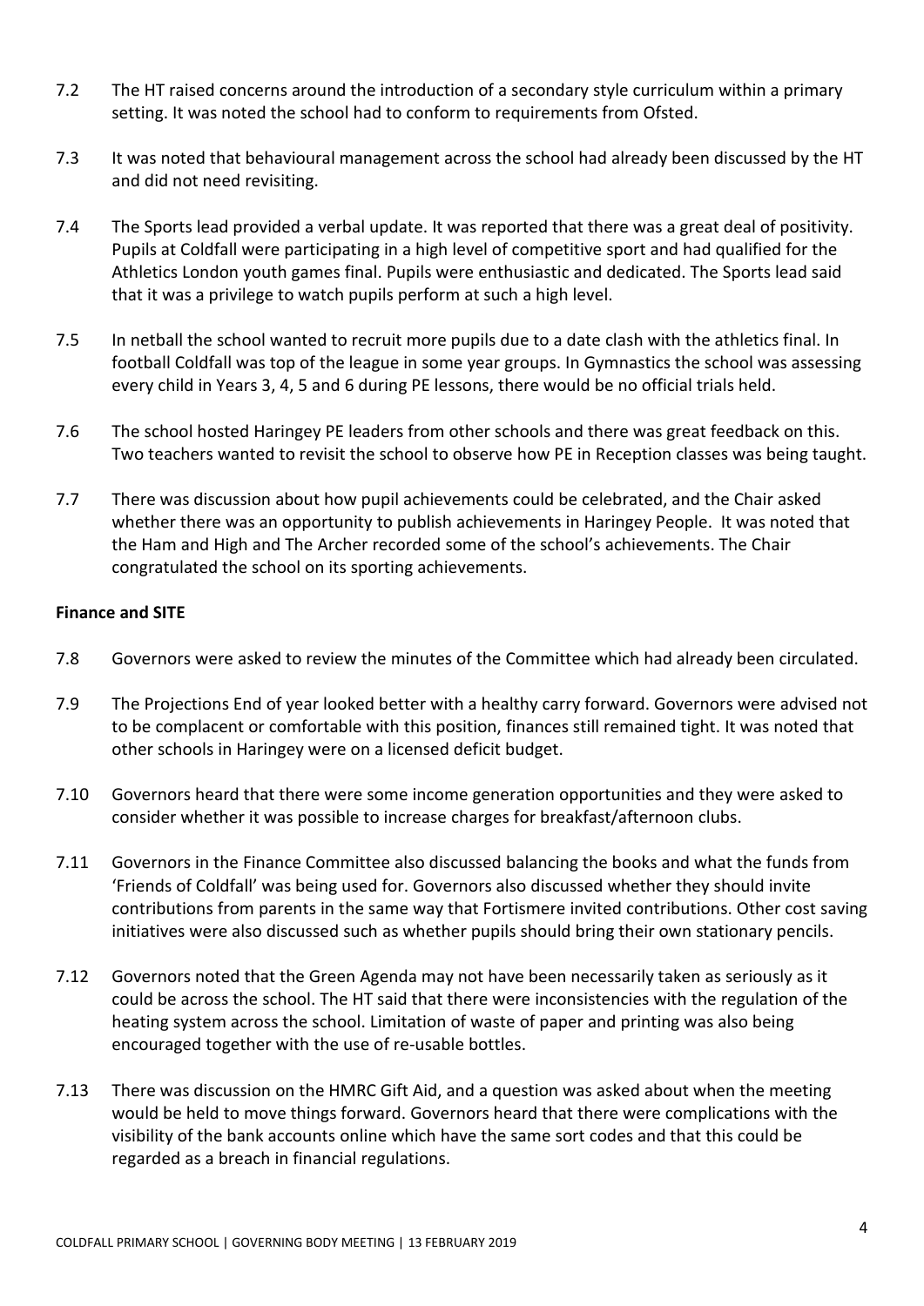7.2 The HT raised concerns around the introduction of a secondary style curriculum within a primary setting. It was noted the school had to conform to requirements from Ofsted.

7.3 It was noted that behavioural management across the school had already been discussed by the HT and did not need revisiting.

7.4 The Sports lead provided a verbal update. It was reported that there was a great deal of positivity. Pupils at Coldfall were participating in a high level of competitive sport and had qualified for the Athletics London youth games final. Pupils were enthusiastic and dedicated. The Sports lead said that it was a privilege to watch pupils perform at such a high level.

7.5 In netball the school wanted to recruit more pupils due to a date clash with the athletics final. In football Coldfall was top of the league in some year groups. In Gymnastics the school was assessing every child in Years 3, 4, 5 and 6 during PE lessons, there would be no official trials held.

7.6 The school hosted Haringey PE leaders from other schools and there was great feedback on this. Two teachers wanted to revisit the school to observe how PE in Reception classes was being taught.

7.7 There was discussion about how pupil achievements could be celebrated, and the Chair asked whether there was an opportunity to publish achievements in Haringey People. It was noted that the Ham and High and The Archer recorded some of the school's achievements. The Chair congratulated the school on its sporting achievements.

**Finance and SITE**

7.8 Governors were asked to review the minutes of the Committee which had already been circulated.

7.9 The Projections End of year looked better with a healthy carry forward. Governors were advised not to be complacent or comfortable with this position, finances still remained tight. It was noted that other schools in Haringey were on a licensed deficit budget.

7.10 Governors heard that there were some income generation opportunities and they were asked to consider whether it was possible to increase charges for breakfast/afternoon clubs.

7.11 Governors in the Finance Committee also discussed balancing the books and what the funds from 'Friends of Coldfall' was being used for. Governors also discussed whether they should invite contributions from parents in the same way that Fortismere invited contributions. Other cost saving initiatives were also discussed such as whether pupils should bring their own stationary pencils.

7.12 Governors noted that the Green Agenda may not have been necessarily taken as seriously as it could be across the school. The HT said that there were inconsistencies with the regulation of the heating system across the school. Limitation of waste of paper and printing was also being encouraged together with the use of re-usable bottles.

7.13 There was discussion on the HMRC Gift Aid, and a question was asked about when the meeting would be held to move things forward. Governors heard that there were complications with the visibility of the bank accounts online which have the same sort codes and that this could be regarded as a breach in financial regulations.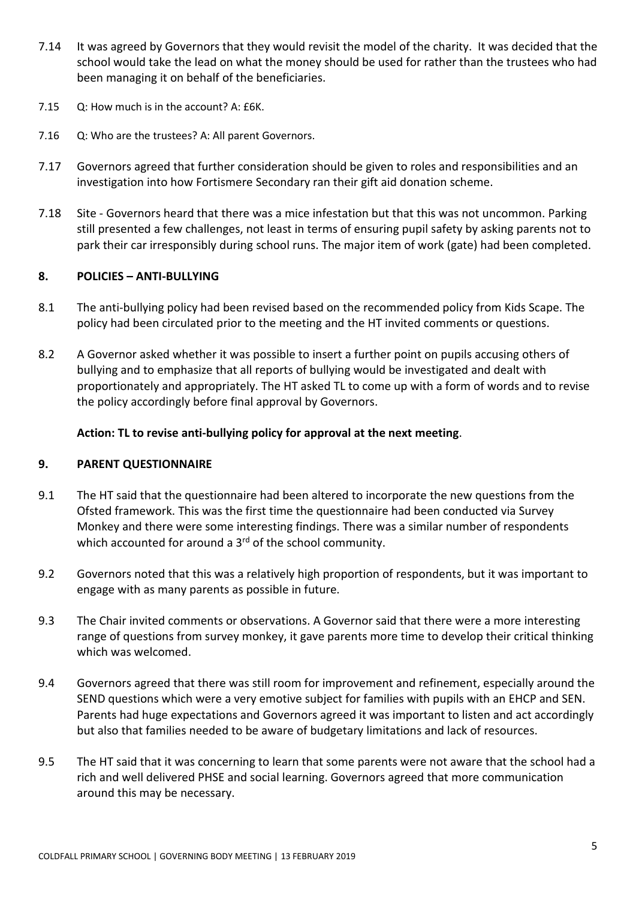7.14 It was agreed by Governors that they would revisit the model of the charity. It was decided that the school would take the lead on what the money should be used for rather than the trustees who had been managing it on behalf of the beneficiaries.

7.15 Q: How much is in the account? A: £6K.

7.16 Q: Who are the trustees? A: All parent Governors.

7.17 Governors agreed that further consideration should be given to roles and responsibilities and an investigation into how Fortismere Secondary ran their gift aid donation scheme.

7.18 Site - Governors heard that there was a mice infestation but that this was not uncommon. Parking still presented a few challenges, not least in terms of ensuring pupil safety by asking parents not to park their car irresponsibly during school runs. The major item of work (gate) had been completed.

## 8. POLICIES – ANTI-BULLYING

8.1 The anti-bullying policy had been revised based on the recommended policy from Kids Scape. The policy had been circulated prior to the meeting and the HT invited comments or questions.

8.2 A Governor asked whether it was possible to insert a further point on pupils accusing others of bullying and to emphasize that all reports of bullying would be investigated and dealt with proportionately and appropriately. The HT asked TL to come up with a form of words and to revise the policy accordingly before final approval by Governors.

**Action: TL to revise anti-bullying policy for approval at the next meeting**.

## 9. PARENT QUESTIONNAIRE

9.1 The HT said that the questionnaire had been altered to incorporate the new questions from the Ofsted framework. This was the first time the questionnaire had been conducted via Survey Monkey and there were some interesting findings. There was a similar number of respondents which accounted for around a 3rd of the school community.

9.2 Governors noted that this was a relatively high proportion of respondents, but it was important to engage with as many parents as possible in future.

9.3 The Chair invited comments or observations. A Governor said that there were a more interesting range of questions from survey monkey, it gave parents more time to develop their critical thinking which was welcomed.

9.4 Governors agreed that there was still room for improvement and refinement, especially around the SEND questions which were a very emotive subject for families with pupils with an EHCP and SEN. Parents had huge expectations and Governors agreed it was important to listen and act accordingly but also that families needed to be aware of budgetary limitations and lack of resources.

9.5 The HT said that it was concerning to learn that some parents were not aware that the school had a rich and well delivered PHSE and social learning. Governors agreed that more communication around this may be necessary.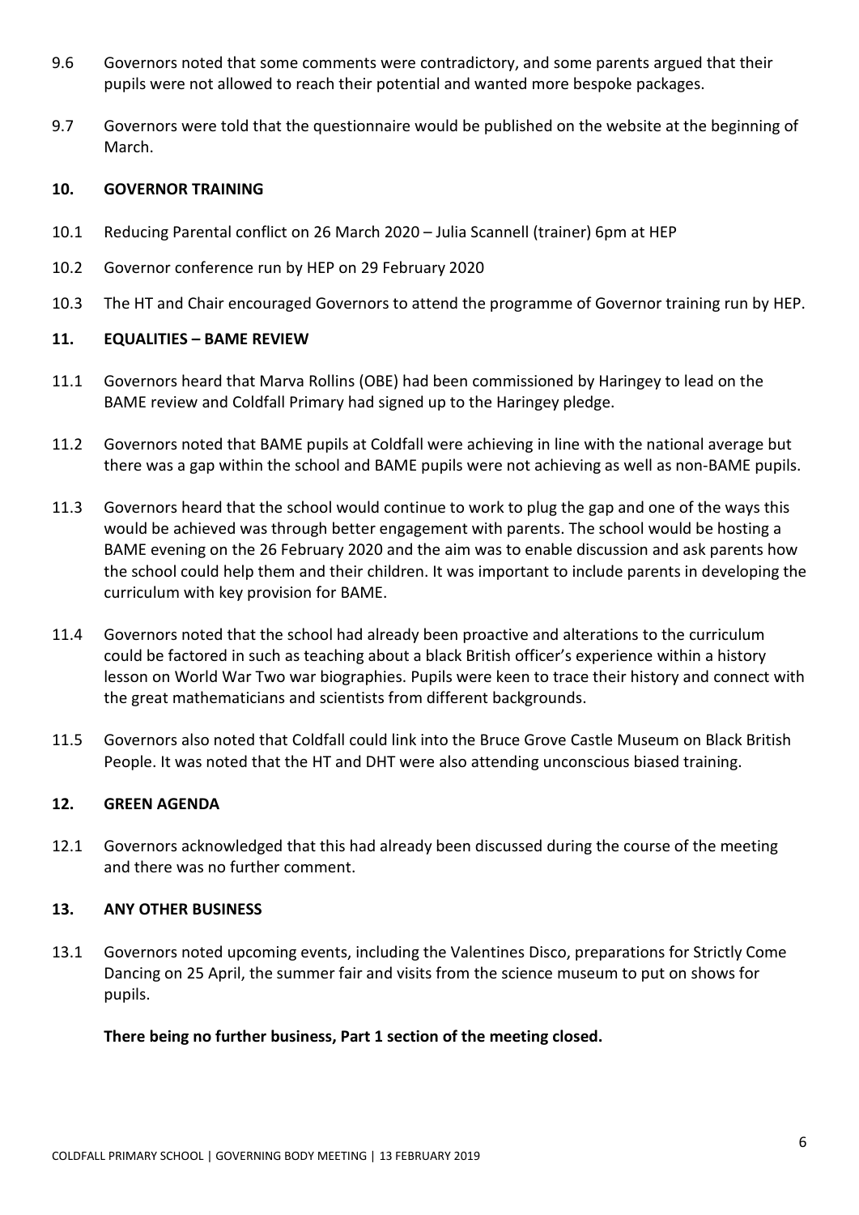9.6 Governors noted that some comments were contradictory, and some parents argued that their pupils were not allowed to reach their potential and wanted more bespoke packages.

9.7 Governors were told that the questionnaire would be published on the website at the beginning of March.

## 10. GOVERNOR TRAINING

10.1 Reducing Parental conflict on 26 March 2020 – Julia Scannell (trainer) 6pm at HEP

10.2 Governor conference run by HEP on 29 February 2020

10.3 The HT and Chair encouraged Governors to attend the programme of Governor training run by HEP.

## 11. EQUALITIES – BAME REVIEW

11.1 Governors heard that Marva Rollins (OBE) had been commissioned by Haringey to lead on the BAME review and Coldfall Primary had signed up to the Haringey pledge.

11.2 Governors noted that BAME pupils at Coldfall were achieving in line with the national average but there was a gap within the school and BAME pupils were not achieving as well as non-BAME pupils.

11.3 Governors heard that the school would continue to work to plug the gap and one of the ways this would be achieved was through better engagement with parents. The school would be hosting a BAME evening on the 26 February 2020 and the aim was to enable discussion and ask parents how the school could help them and their children. It was important to include parents in developing the curriculum with key provision for BAME.

11.4 Governors noted that the school had already been proactive and alterations to the curriculum could be factored in such as teaching about a black British officer's experience within a history lesson on World War Two war biographies. Pupils were keen to trace their history and connect with the great mathematicians and scientists from different backgrounds.

11.5 Governors also noted that Coldfall could link into the Bruce Grove Castle Museum on Black British People. It was noted that the HT and DHT were also attending unconscious biased training.

## 12. GREEN AGENDA

12.1 Governors acknowledged that this had already been discussed during the course of the meeting and there was no further comment.

## 13. ANY OTHER BUSINESS

13.1 Governors noted upcoming events, including the Valentines Disco, preparations for Strictly Come Dancing on 25 April, the summer fair and visits from the science museum to put on shows for pupils.

**There being no further business, Part 1 section of the meeting closed.**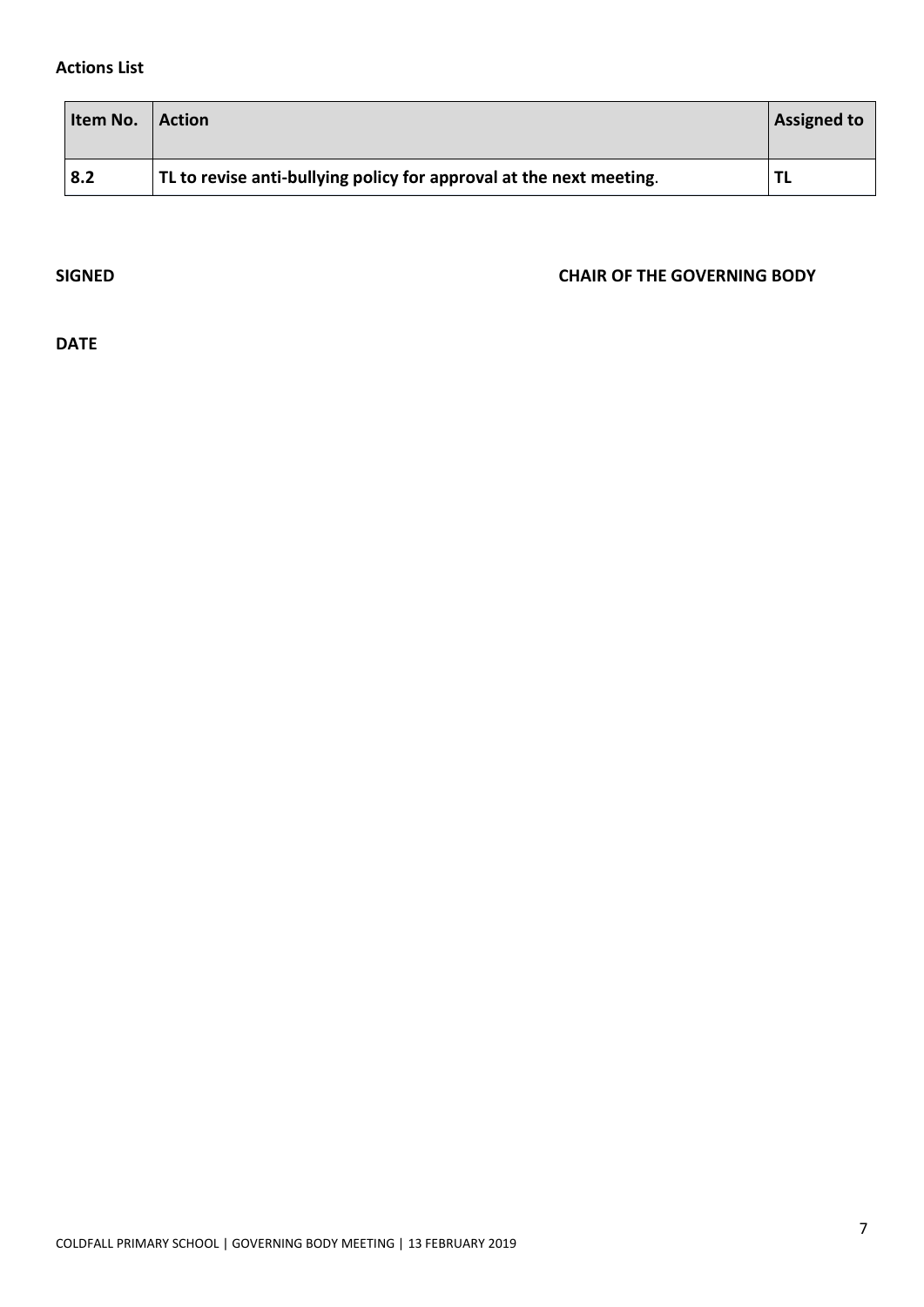**Actions List**

| Item No. | Action | Assigned to |
|---|---|---|
| 8.2 | TL to revise anti-bullying policy for approval at the next meeting. | TL |

**SIGNED** **CHAIR OF THE GOVERNING BODY**

**DATE**